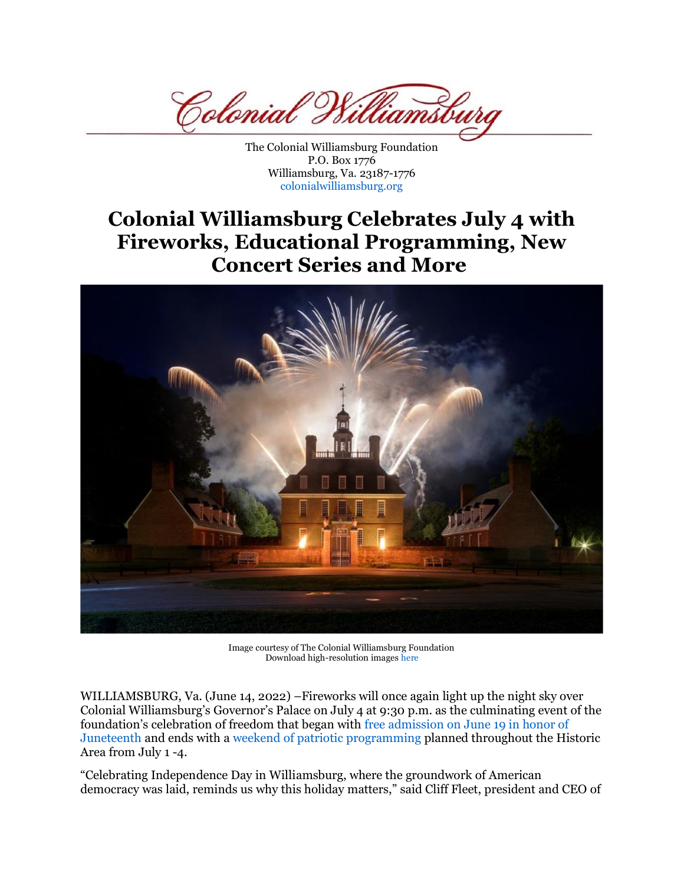Colonial Williamsburg

The Colonial Williamsburg Foundation
P.O. Box 1776
Williamsburg, Va. 23187-1776
colonialwilliamsburg.org

# Colonial Williamsburg Celebrates July 4 with Fireworks, Educational Programming, New Concert Series and More

Image courtesy of The Colonial Williamsburg Foundation
Download high-resolution images here

WILLIAMSBURG, Va. (June 14, 2022) –Fireworks will once again light up the night sky over Colonial Williamsburg's Governor's Palace on July 4 at 9:30 p.m. as the culminating event of the foundation's celebration of freedom that began with free admission on June 19 in honor of Juneteenth and ends with a weekend of patriotic programming planned throughout the Historic Area from July 1 -4.

"Celebrating Independence Day in Williamsburg, where the groundwork of American democracy was laid, reminds us why this holiday matters," said Cliff Fleet, president and CEO of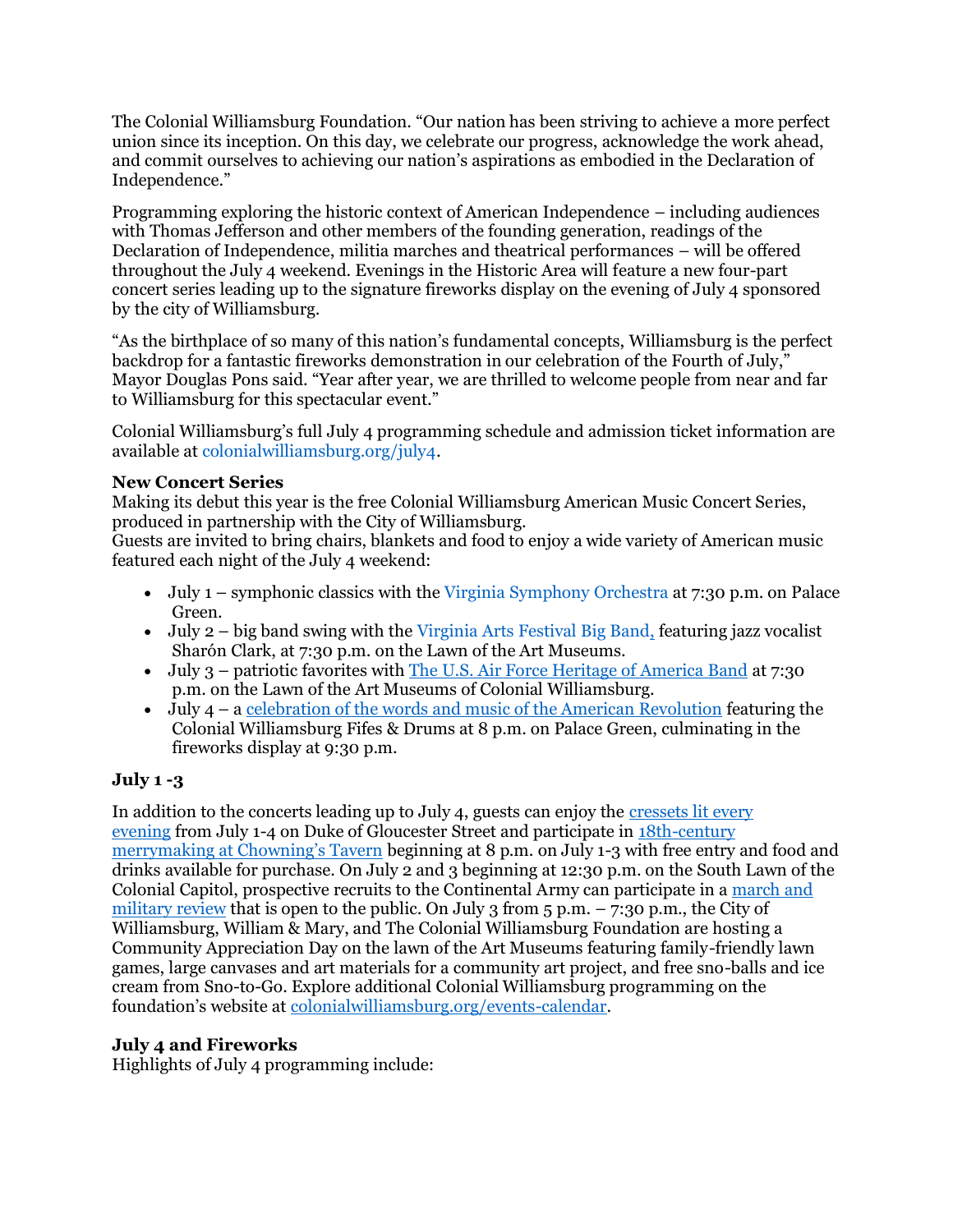The Colonial Williamsburg Foundation. "Our nation has been striving to achieve a more perfect union since its inception. On this day, we celebrate our progress, acknowledge the work ahead, and commit ourselves to achieving our nation's aspirations as embodied in the Declaration of Independence."

Programming exploring the historic context of American Independence – including audiences with Thomas Jefferson and other members of the founding generation, readings of the Declaration of Independence, militia marches and theatrical performances – will be offered throughout the July 4 weekend. Evenings in the Historic Area will feature a new four-part concert series leading up to the signature fireworks display on the evening of July 4 sponsored by the city of Williamsburg.

"As the birthplace of so many of this nation's fundamental concepts, Williamsburg is the perfect backdrop for a fantastic fireworks demonstration in our celebration of the Fourth of July," Mayor Douglas Pons said. "Year after year, we are thrilled to welcome people from near and far to Williamsburg for this spectacular event."

Colonial Williamsburg's full July 4 programming schedule and admission ticket information are available at colonialwilliamsburg.org/july4.

**New Concert Series**

Making its debut this year is the free Colonial Williamsburg American Music Concert Series, produced in partnership with the City of Williamsburg.

Guests are invited to bring chairs, blankets and food to enjoy a wide variety of American music featured each night of the July 4 weekend:

- July 1 – symphonic classics with the Virginia Symphony Orchestra at 7:30 p.m. on Palace Green.
- July 2 – big band swing with the Virginia Arts Festival Big Band, featuring jazz vocalist Sharón Clark, at 7:30 p.m. on the Lawn of the Art Museums.
- July 3 – patriotic favorites with The U.S. Air Force Heritage of America Band at 7:30 p.m. on the Lawn of the Art Museums of Colonial Williamsburg.
- July 4 – a celebration of the words and music of the American Revolution featuring the Colonial Williamsburg Fifes & Drums at 8 p.m. on Palace Green, culminating in the fireworks display at 9:30 p.m.

### July 1 -3

In addition to the concerts leading up to July 4, guests can enjoy the cressets lit every evening from July 1-4 on Duke of Gloucester Street and participate in 18th-century merrymaking at Chowning's Tavern beginning at 8 p.m. on July 1-3 with free entry and food and drinks available for purchase. On July 2 and 3 beginning at 12:30 p.m. on the South Lawn of the Colonial Capitol, prospective recruits to the Continental Army can participate in a march and military review that is open to the public. On July 3 from 5 p.m. – 7:30 p.m., the City of Williamsburg, William & Mary, and The Colonial Williamsburg Foundation are hosting a Community Appreciation Day on the lawn of the Art Museums featuring family-friendly lawn games, large canvases and art materials for a community art project, and free sno-balls and ice cream from Sno-to-Go. Explore additional Colonial Williamsburg programming on the foundation's website at colonialwilliamsburg.org/events-calendar.

### July 4 and Fireworks

Highlights of July 4 programming include: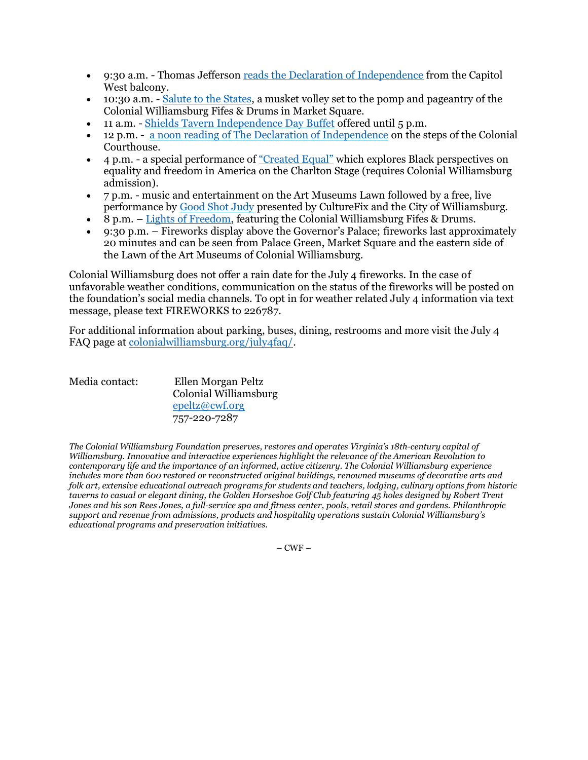- 9:30 a.m. - Thomas Jefferson reads the Declaration of Independence from the Capitol West balcony.
- 10:30 a.m. - Salute to the States, a musket volley set to the pomp and pageantry of the Colonial Williamsburg Fifes & Drums in Market Square.
- 11 a.m. - Shields Tavern Independence Day Buffet offered until 5 p.m.
- 12 p.m. - a noon reading of The Declaration of Independence on the steps of the Colonial Courthouse.
- 4 p.m. - a special performance of "Created Equal" which explores Black perspectives on equality and freedom in America on the Charlton Stage (requires Colonial Williamsburg admission).
- 7 p.m. - music and entertainment on the Art Museums Lawn followed by a free, live performance by Good Shot Judy presented by CultureFix and the City of Williamsburg.
- 8 p.m. – Lights of Freedom, featuring the Colonial Williamsburg Fifes & Drums.
- 9:30 p.m. – Fireworks display above the Governor's Palace; fireworks last approximately 20 minutes and can be seen from Palace Green, Market Square and the eastern side of the Lawn of the Art Museums of Colonial Williamsburg.

Colonial Williamsburg does not offer a rain date for the July 4 fireworks. In the case of unfavorable weather conditions, communication on the status of the fireworks will be posted on the foundation's social media channels. To opt in for weather related July 4 information via text message, please text FIREWORKS to 226787.

For additional information about parking, buses, dining, restrooms and more visit the July 4 FAQ page at colonialwilliamsburg.org/july4faq/.

Media contact: Ellen Morgan Peltz
Colonial Williamsburg
epeltz@cwf.org
757-220-7287

*The Colonial Williamsburg Foundation preserves, restores and operates Virginia's 18th-century capital of Williamsburg. Innovative and interactive experiences highlight the relevance of the American Revolution to contemporary life and the importance of an informed, active citizenry. The Colonial Williamsburg experience includes more than 600 restored or reconstructed original buildings, renowned museums of decorative arts and folk art, extensive educational outreach programs for students and teachers, lodging, culinary options from historic taverns to casual or elegant dining, the Golden Horseshoe Golf Club featuring 45 holes designed by Robert Trent Jones and his son Rees Jones, a full-service spa and fitness center, pools, retail stores and gardens. Philanthropic support and revenue from admissions, products and hospitality operations sustain Colonial Williamsburg's educational programs and preservation initiatives.*

– CWF –